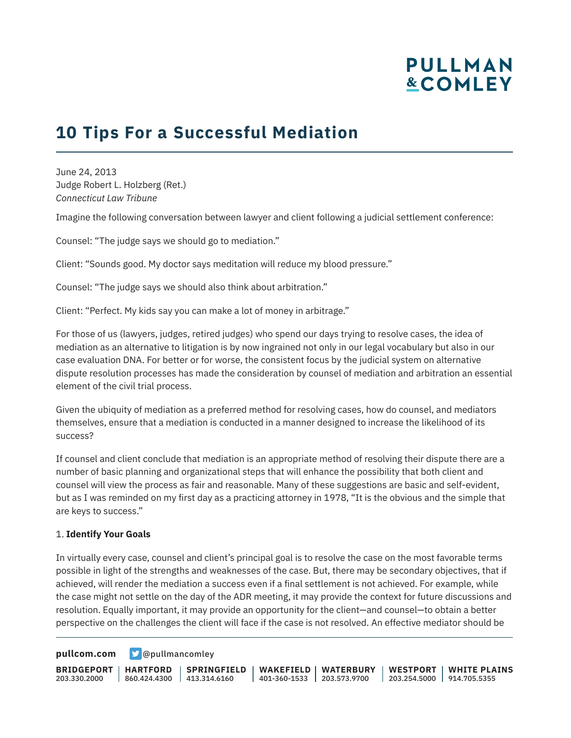# 10 Tips For a Successful Mediation

June 24, 2013
Judge Robert L. Holzberg (Ret.)
*Connecticut Law Tribune*

Imagine the following conversation between lawyer and client following a judicial settlement conference:

Counsel: "The judge says we should go to mediation."

Client: "Sounds good. My doctor says meditation will reduce my blood pressure."

Counsel: "The judge says we should also think about arbitration."

Client: "Perfect. My kids say you can make a lot of money in arbitrage."

For those of us (lawyers, judges, retired judges) who spend our days trying to resolve cases, the idea of mediation as an alternative to litigation is by now ingrained not only in our legal vocabulary but also in our case evaluation DNA. For better or for worse, the consistent focus by the judicial system on alternative dispute resolution processes has made the consideration by counsel of mediation and arbitration an essential element of the civil trial process.

Given the ubiquity of mediation as a preferred method for resolving cases, how do counsel, and mediators themselves, ensure that a mediation is conducted in a manner designed to increase the likelihood of its success?

If counsel and client conclude that mediation is an appropriate method of resolving their dispute there are a number of basic planning and organizational steps that will enhance the possibility that both client and counsel will view the process as fair and reasonable. Many of these suggestions are basic and self-evident, but as I was reminded on my first day as a practicing attorney in 1978, "It is the obvious and the simple that are keys to success."

1. **Identify Your Goals**

In virtually every case, counsel and client's principal goal is to resolve the case on the most favorable terms possible in light of the strengths and weaknesses of the case. But, there may be secondary objectives, that if achieved, will render the mediation a success even if a final settlement is not achieved. For example, while the case might not settle on the day of the ADR meeting, it may provide the context for future discussions and resolution. Equally important, it may provide an opportunity for the client—and counsel—to obtain a better perspective on the challenges the client will face if the case is not resolved. An effective mediator should be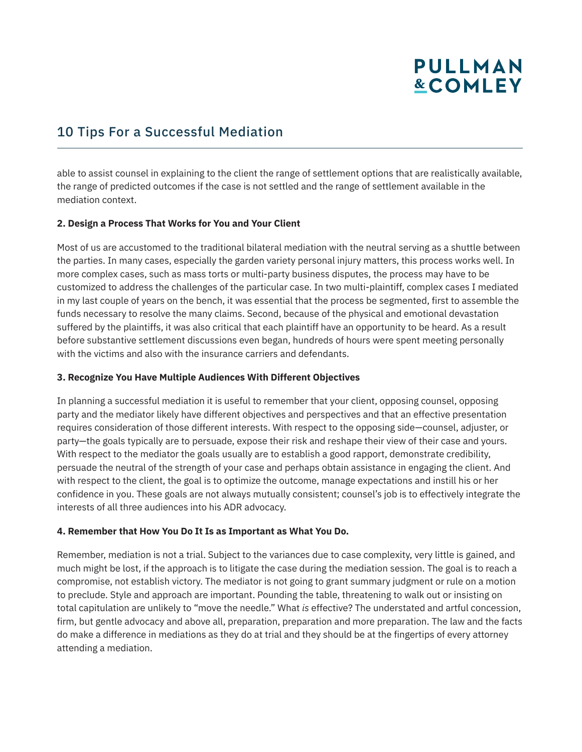able to assist counsel in explaining to the client the range of settlement options that are realistically available, the range of predicted outcomes if the case is not settled and the range of settlement available in the mediation context.

**2. Design a Process That Works for You and Your Client**

Most of us are accustomed to the traditional bilateral mediation with the neutral serving as a shuttle between the parties. In many cases, especially the garden variety personal injury matters, this process works well. In more complex cases, such as mass torts or multi-party business disputes, the process may have to be customized to address the challenges of the particular case. In two multi-plaintiff, complex cases I mediated in my last couple of years on the bench, it was essential that the process be segmented, first to assemble the funds necessary to resolve the many claims. Second, because of the physical and emotional devastation suffered by the plaintiffs, it was also critical that each plaintiff have an opportunity to be heard. As a result before substantive settlement discussions even began, hundreds of hours were spent meeting personally with the victims and also with the insurance carriers and defendants.

**3. Recognize You Have Multiple Audiences With Different Objectives**

In planning a successful mediation it is useful to remember that your client, opposing counsel, opposing party and the mediator likely have different objectives and perspectives and that an effective presentation requires consideration of those different interests. With respect to the opposing side—counsel, adjuster, or party—the goals typically are to persuade, expose their risk and reshape their view of their case and yours. With respect to the mediator the goals usually are to establish a good rapport, demonstrate credibility, persuade the neutral of the strength of your case and perhaps obtain assistance in engaging the client. And with respect to the client, the goal is to optimize the outcome, manage expectations and instill his or her confidence in you. These goals are not always mutually consistent; counsel's job is to effectively integrate the interests of all three audiences into his ADR advocacy.

**4. Remember that How You Do It Is as Important as What You Do.**

Remember, mediation is not a trial. Subject to the variances due to case complexity, very little is gained, and much might be lost, if the approach is to litigate the case during the mediation session. The goal is to reach a compromise, not establish victory. The mediator is not going to grant summary judgment or rule on a motion to preclude. Style and approach are important. Pounding the table, threatening to walk out or insisting on total capitulation are unlikely to "move the needle." What *is* effective? The understated and artful concession, firm, but gentle advocacy and above all, preparation, preparation and more preparation. The law and the facts do make a difference in mediations as they do at trial and they should be at the fingertips of every attorney attending a mediation.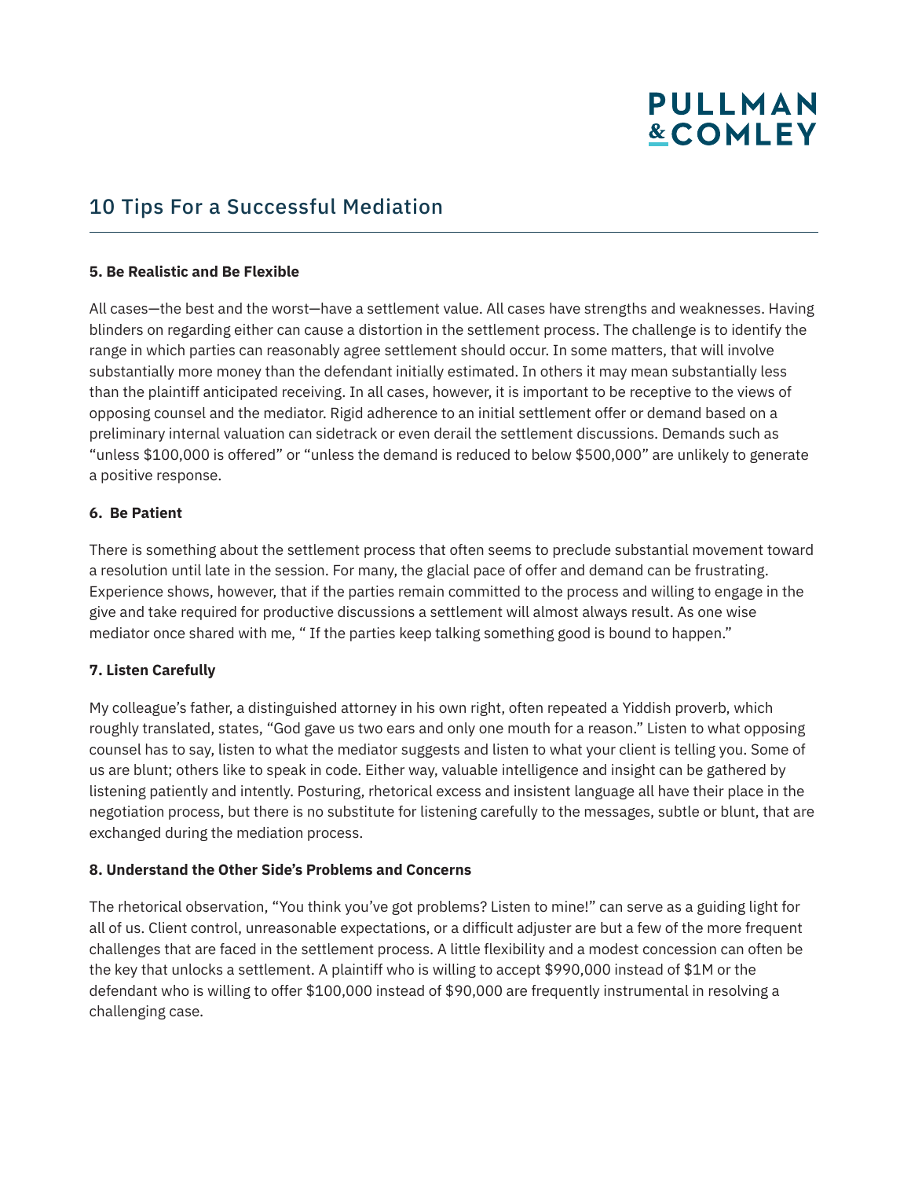### 5. Be Realistic and Be Flexible

All cases—the best and the worst—have a settlement value. All cases have strengths and weaknesses. Having blinders on regarding either can cause a distortion in the settlement process. The challenge is to identify the range in which parties can reasonably agree settlement should occur. In some matters, that will involve substantially more money than the defendant initially estimated. In others it may mean substantially less than the plaintiff anticipated receiving. In all cases, however, it is important to be receptive to the views of opposing counsel and the mediator. Rigid adherence to an initial settlement offer or demand based on a preliminary internal valuation can sidetrack or even derail the settlement discussions. Demands such as "unless $100,000 is offered" or "unless the demand is reduced to below $500,000" are unlikely to generate a positive response.

### 6. Be Patient

There is something about the settlement process that often seems to preclude substantial movement toward a resolution until late in the session. For many, the glacial pace of offer and demand can be frustrating. Experience shows, however, that if the parties remain committed to the process and willing to engage in the give and take required for productive discussions a settlement will almost always result. As one wise mediator once shared with me, " If the parties keep talking something good is bound to happen."

### 7. Listen Carefully

My colleague's father, a distinguished attorney in his own right, often repeated a Yiddish proverb, which roughly translated, states, "God gave us two ears and only one mouth for a reason." Listen to what opposing counsel has to say, listen to what the mediator suggests and listen to what your client is telling you. Some of us are blunt; others like to speak in code. Either way, valuable intelligence and insight can be gathered by listening patiently and intently. Posturing, rhetorical excess and insistent language all have their place in the negotiation process, but there is no substitute for listening carefully to the messages, subtle or blunt, that are exchanged during the mediation process.

### 8. Understand the Other Side's Problems and Concerns

The rhetorical observation, "You think you've got problems? Listen to mine!" can serve as a guiding light for all of us. Client control, unreasonable expectations, or a difficult adjuster are but a few of the more frequent challenges that are faced in the settlement process. A little flexibility and a modest concession can often be the key that unlocks a settlement. A plaintiff who is willing to accept $990,000 instead of $1M or the defendant who is willing to offer $100,000 instead of $90,000 are frequently instrumental in resolving a challenging case.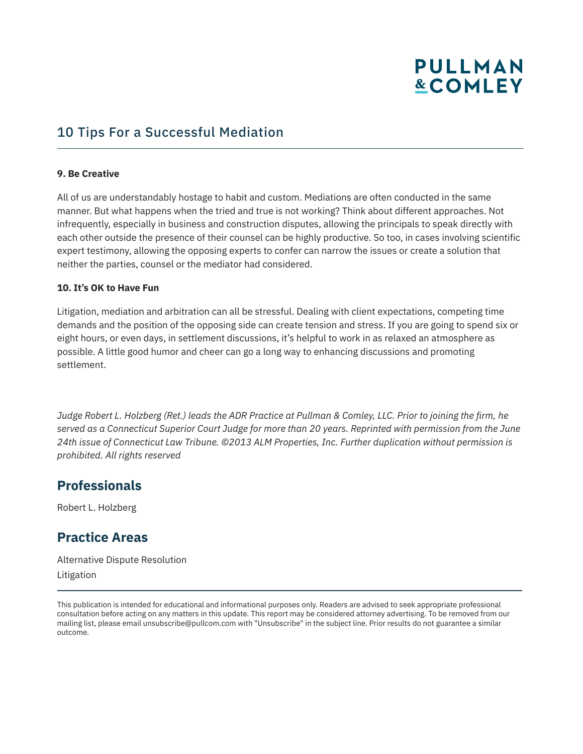**9. Be Creative**

All of us are understandably hostage to habit and custom. Mediations are often conducted in the same manner. But what happens when the tried and true is not working? Think about different approaches. Not infrequently, especially in business and construction disputes, allowing the principals to speak directly with each other outside the presence of their counsel can be highly productive. So too, in cases involving scientific expert testimony, allowing the opposing experts to confer can narrow the issues or create a solution that neither the parties, counsel or the mediator had considered.

**10. It's OK to Have Fun**

Litigation, mediation and arbitration can all be stressful. Dealing with client expectations, competing time demands and the position of the opposing side can create tension and stress. If you are going to spend six or eight hours, or even days, in settlement discussions, it's helpful to work in as relaxed an atmosphere as possible. A little good humor and cheer can go a long way to enhancing discussions and promoting settlement.

*Judge Robert L. Holzberg (Ret.) leads the ADR Practice at Pullman & Comley, LLC. Prior to joining the firm, he served as a Connecticut Superior Court Judge for more than 20 years. Reprinted with permission from the June 24th issue of Connecticut Law Tribune. ©2013 ALM Properties, Inc. Further duplication without permission is prohibited. All rights reserved*

## Professionals

Robert L. Holzberg

## Practice Areas

Alternative Dispute Resolution

Litigation

---

This publication is intended for educational and informational purposes only. Readers are advised to seek appropriate professional consultation before acting on any matters in this update. This report may be considered attorney advertising. To be removed from our mailing list, please email unsubscribe@pullcom.com with "Unsubscribe" in the subject line. Prior results do not guarantee a similar outcome.